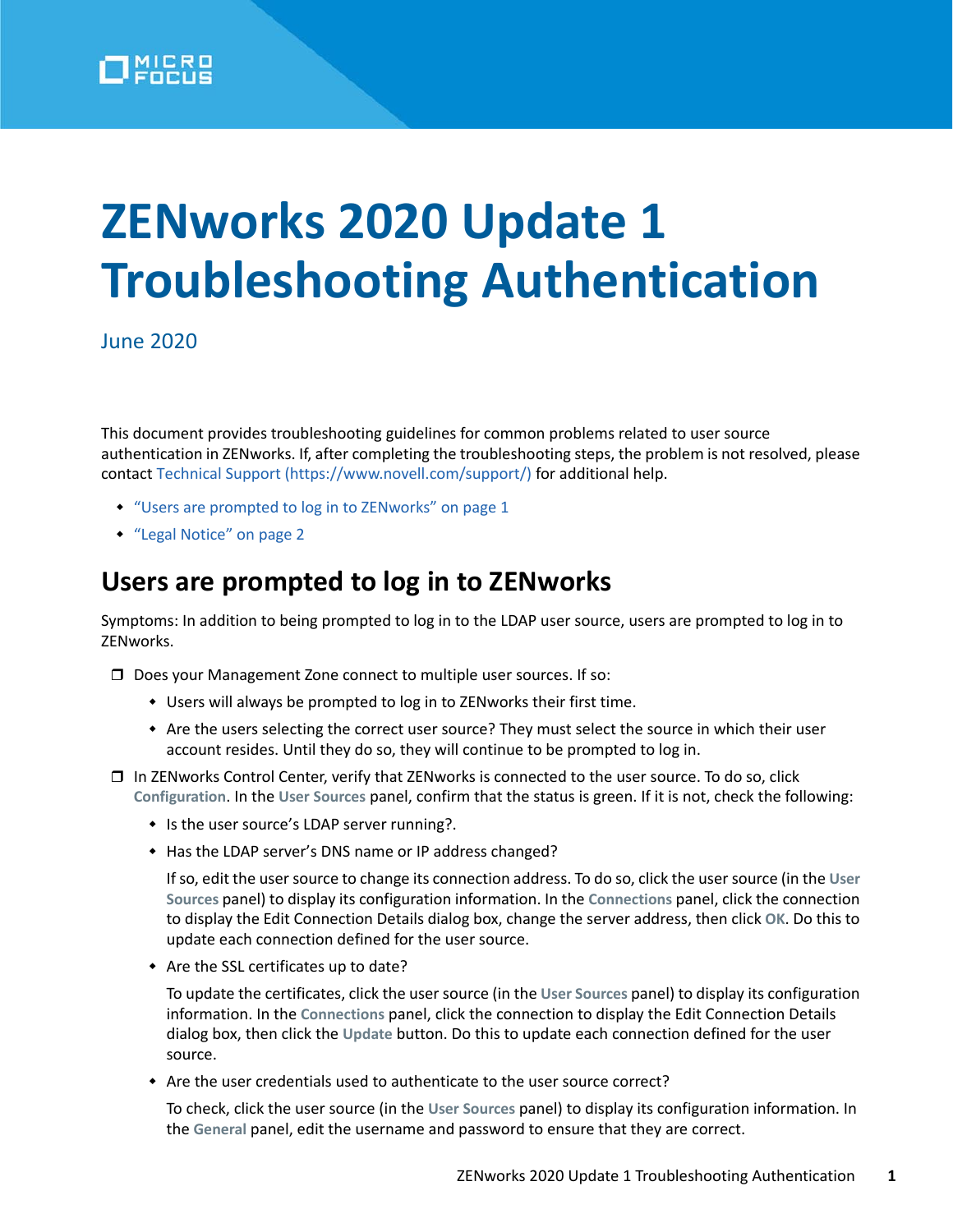# ZENworks 2020 Update 1 Troubleshooting Authentication

June 2020

This document provides troubleshooting guidelines for common problems related to user source authentication in ZENworks. If, after completing the troubleshooting steps, the problem is not resolved, please contact Technical Support (https://www.novell.com/support/) for additional help.

- "Users are prompted to log in to ZENworks" on page 1
- "Legal Notice" on page 2

## Users are prompted to log in to ZENworks

Symptoms: In addition to being prompted to log in to the LDAP user source, users are prompted to log in to ZENworks.

- ❐ Does your Management Zone connect to multiple user sources. If so:
  - Users will always be prompted to log in to ZENworks their first time.
  - Are the users selecting the correct user source? They must select the source in which their user account resides. Until they do so, they will continue to be prompted to log in.
- ❐ In ZENworks Control Center, verify that ZENworks is connected to the user source. To do so, click **Configuration**. In the **User Sources** panel, confirm that the status is green. If it is not, check the following:
  - Is the user source's LDAP server running?.
  - Has the LDAP server's DNS name or IP address changed?

    If so, edit the user source to change its connection address. To do so, click the user source (in the **User Sources** panel) to display its configuration information. In the **Connections** panel, click the connection to display the Edit Connection Details dialog box, change the server address, then click **OK**. Do this to update each connection defined for the user source.
  - Are the SSL certificates up to date?

    To update the certificates, click the user source (in the **User Sources** panel) to display its configuration information. In the **Connections** panel, click the connection to display the Edit Connection Details dialog box, then click the **Update** button. Do this to update each connection defined for the user source.
  - Are the user credentials used to authenticate to the user source correct?

    To check, click the user source (in the **User Sources** panel) to display its configuration information. In the **General** panel, edit the username and password to ensure that they are correct.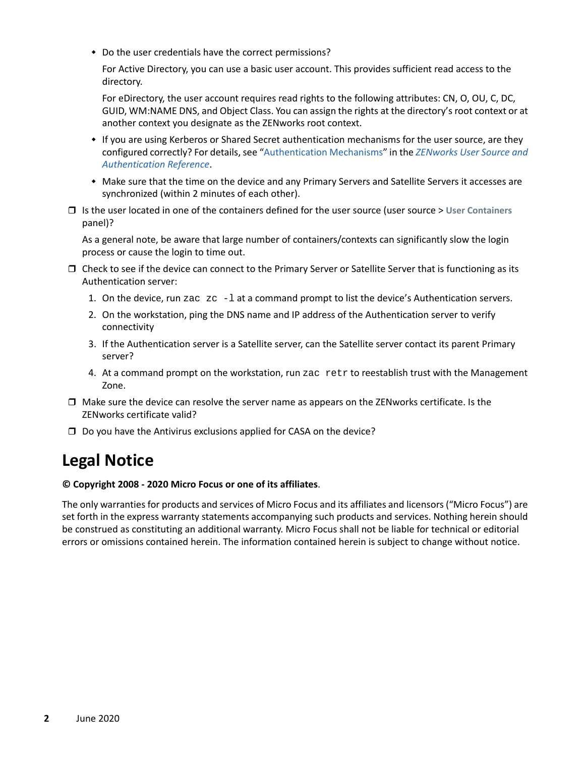- Do the user credentials have the correct permissions?

  For Active Directory, you can use a basic user account. This provides sufficient read access to the directory.

  For eDirectory, the user account requires read rights to the following attributes: CN, O, OU, C, DC, GUID, WM:NAME DNS, and Object Class. You can assign the rights at the directory's root context or at another context you designate as the ZENworks root context.

- If you are using Kerberos or Shared Secret authentication mechanisms for the user source, are they configured correctly? For details, see "Authentication Mechanisms" in the *ZENworks User Source and Authentication Reference*.
- Make sure that the time on the device and any Primary Servers and Satellite Servers it accesses are synchronized (within 2 minutes of each other).

- [ ] Is the user located in one of the containers defined for the user source (user source > **User Containers** panel)?

  As a general note, be aware that large number of containers/contexts can significantly slow the login process or cause the login to time out.

- [ ] Check to see if the device can connect to the Primary Server or Satellite Server that is functioning as its Authentication server:
  1. On the device, run `zac zc -l` at a command prompt to list the device's Authentication servers.
  2. On the workstation, ping the DNS name and IP address of the Authentication server to verify connectivity
  3. If the Authentication server is a Satellite server, can the Satellite server contact its parent Primary server?
  4. At a command prompt on the workstation, run `zac retr` to reestablish trust with the Management Zone.

- [ ] Make sure the device can resolve the server name as appears on the ZENworks certificate. Is the ZENworks certificate valid?
- [ ] Do you have the Antivirus exclusions applied for CASA on the device?

# Legal Notice

**© Copyright 2008 - 2020 Micro Focus or one of its affiliates**.

The only warranties for products and services of Micro Focus and its affiliates and licensors ("Micro Focus") are set forth in the express warranty statements accompanying such products and services. Nothing herein should be construed as constituting an additional warranty. Micro Focus shall not be liable for technical or editorial errors or omissions contained herein. The information contained herein is subject to change without notice.